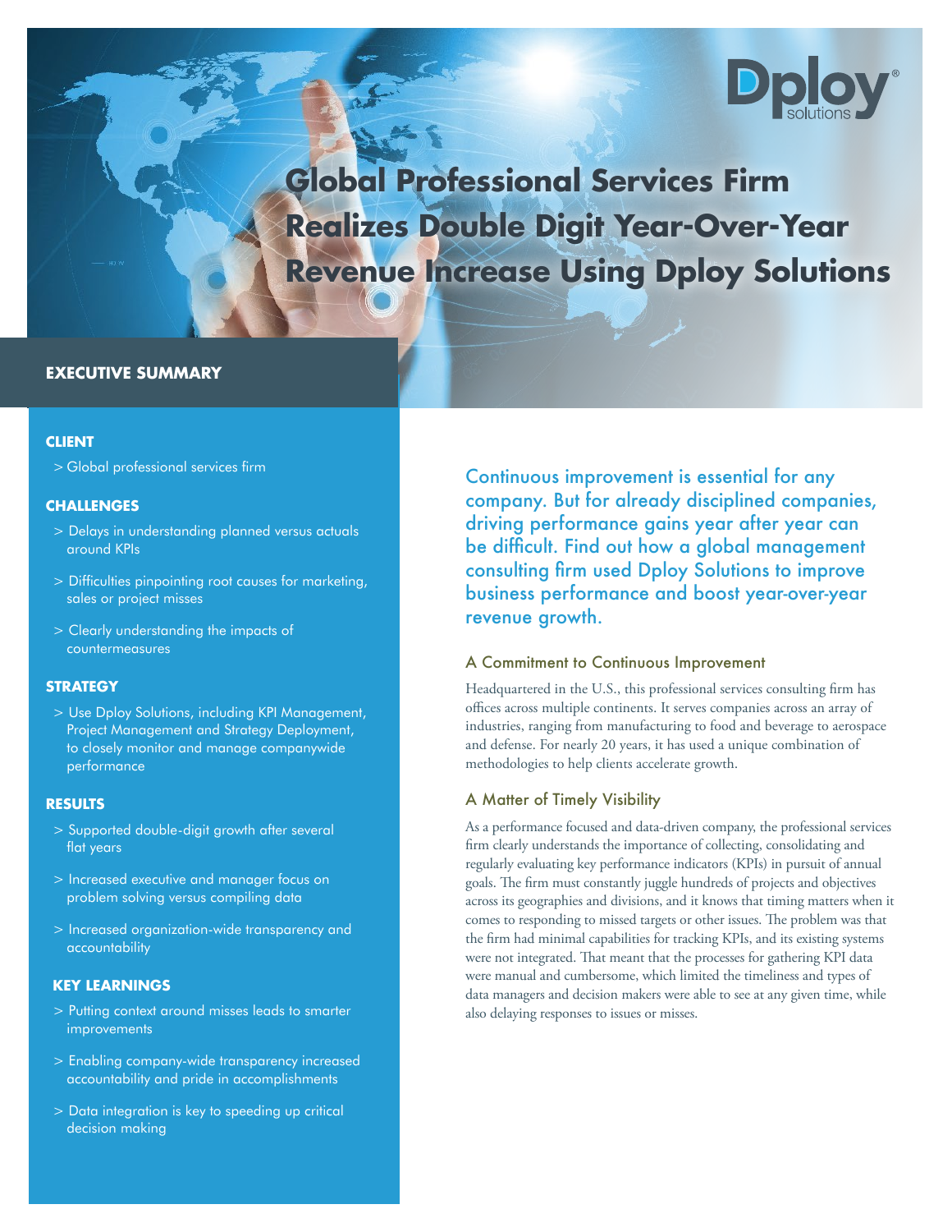# Global Professional Services Firm Realizes Double Digit Year-Over-Year Revenue Increase Using Dploy Solutions

## EXECUTIVE SUMMARY

### CLIENT

> Global professional services firm

### CHALLENGES

> Delays in understanding planned versus actuals around KPIs

> Difficulties pinpointing root causes for marketing, sales or project misses

> Clearly understanding the impacts of countermeasures

### STRATEGY

> Use Dploy Solutions, including KPI Management, Project Management and Strategy Deployment, to closely monitor and manage companywide performance

### RESULTS

> Supported double-digit growth after several flat years

> Increased executive and manager focus on problem solving versus compiling data

> Increased organization-wide transparency and accountability

### KEY LEARNINGS

> Putting context around misses leads to smarter improvements

> Enabling company-wide transparency increased accountability and pride in accomplishments

> Data integration is key to speeding up critical decision making

Continuous improvement is essential for any company. But for already disciplined companies, driving performance gains year after year can be difficult. Find out how a global management consulting firm used Dploy Solutions to improve business performance and boost year-over-year revenue growth.

### A Commitment to Continuous Improvement

Headquartered in the U.S., this professional services consulting firm has offices across multiple continents. It serves companies across an array of industries, ranging from manufacturing to food and beverage to aerospace and defense. For nearly 20 years, it has used a unique combination of methodologies to help clients accelerate growth.

### A Matter of Timely Visibility

As a performance focused and data-driven company, the professional services firm clearly understands the importance of collecting, consolidating and regularly evaluating key performance indicators (KPIs) in pursuit of annual goals. The firm must constantly juggle hundreds of projects and objectives across its geographies and divisions, and it knows that timing matters when it comes to responding to missed targets or other issues. The problem was that the firm had minimal capabilities for tracking KPIs, and its existing systems were not integrated. That meant that the processes for gathering KPI data were manual and cumbersome, which limited the timeliness and types of data managers and decision makers were able to see at any given time, while also delaying responses to issues or misses.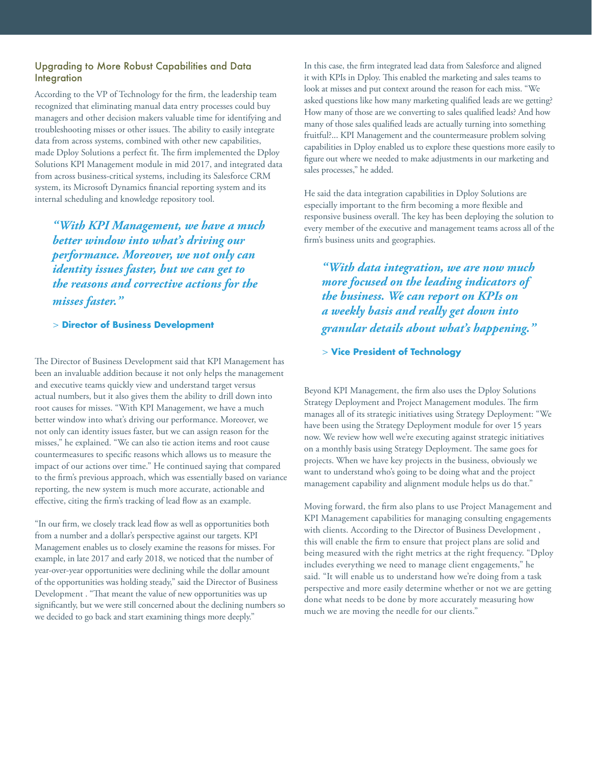## Upgrading to More Robust Capabilities and Data Integration

According to the VP of Technology for the firm, the leadership team recognized that eliminating manual data entry processes could buy managers and other decision makers valuable time for identifying and troubleshooting misses or other issues. The ability to easily integrate data from across systems, combined with other new capabilities, made Dploy Solutions a perfect fit. The firm implemented the Dploy Solutions KPI Management module in mid 2017, and integrated data from across business-critical systems, including its Salesforce CRM system, its Microsoft Dynamics financial reporting system and its internal scheduling and knowledge repository tool.

> ***"With KPI Management, we have a much better window into what's driving our performance. Moreover, we not only can identity issues faster, but we can get to the reasons and corrective actions for the misses faster."***
>
> \> **Director of Business Development**

The Director of Business Development said that KPI Management has been an invaluable addition because it not only helps the management and executive teams quickly view and understand target versus actual numbers, but it also gives them the ability to drill down into root causes for misses. "With KPI Management, we have a much better window into what's driving our performance. Moreover, we not only can identity issues faster, but we can assign reason for the misses," he explained. "We can also tie action items and root cause countermeasures to specific reasons which allows us to measure the impact of our actions over time." He continued saying that compared to the firm's previous approach, which was essentially based on variance reporting, the new system is much more accurate, actionable and effective, citing the firm's tracking of lead flow as an example.

"In our firm, we closely track lead flow as well as opportunities both from a number and a dollar's perspective against our targets. KPI Management enables us to closely examine the reasons for misses. For example, in late 2017 and early 2018, we noticed that the number of year-over-year opportunities were declining while the dollar amount of the opportunities was holding steady," said the Director of Business Development . "That meant the value of new opportunities was up significantly, but we were still concerned about the declining numbers so we decided to go back and start examining things more deeply."

In this case, the firm integrated lead data from Salesforce and aligned it with KPIs in Dploy. This enabled the marketing and sales teams to look at misses and put context around the reason for each miss. "We asked questions like how many marketing qualified leads are we getting? How many of those are we converting to sales qualified leads? And how many of those sales qualified leads are actually turning into something fruitful?... KPI Management and the countermeasure problem solving capabilities in Dploy enabled us to explore these questions more easily to figure out where we needed to make adjustments in our marketing and sales processes," he added.

He said the data integration capabilities in Dploy Solutions are especially important to the firm becoming a more flexible and responsive business overall. The key has been deploying the solution to every member of the executive and management teams across all of the firm's business units and geographies.

> ***"With data integration, we are now much more focused on the leading indicators of the business. We can report on KPIs on a weekly basis and really get down into granular details about what's happening."***
>
> \> **Vice President of Technology**

Beyond KPI Management, the firm also uses the Dploy Solutions Strategy Deployment and Project Management modules. The firm manages all of its strategic initiatives using Strategy Deployment: "We have been using the Strategy Deployment module for over 15 years now. We review how well we're executing against strategic initiatives on a monthly basis using Strategy Deployment. The same goes for projects. When we have key projects in the business, obviously we want to understand who's going to be doing what and the project management capability and alignment module helps us do that."

Moving forward, the firm also plans to use Project Management and KPI Management capabilities for managing consulting engagements with clients. According to the Director of Business Development , this will enable the firm to ensure that project plans are solid and being measured with the right metrics at the right frequency. "Dploy includes everything we need to manage client engagements," he said. "It will enable us to understand how we're doing from a task perspective and more easily determine whether or not we are getting done what needs to be done by more accurately measuring how much we are moving the needle for our clients."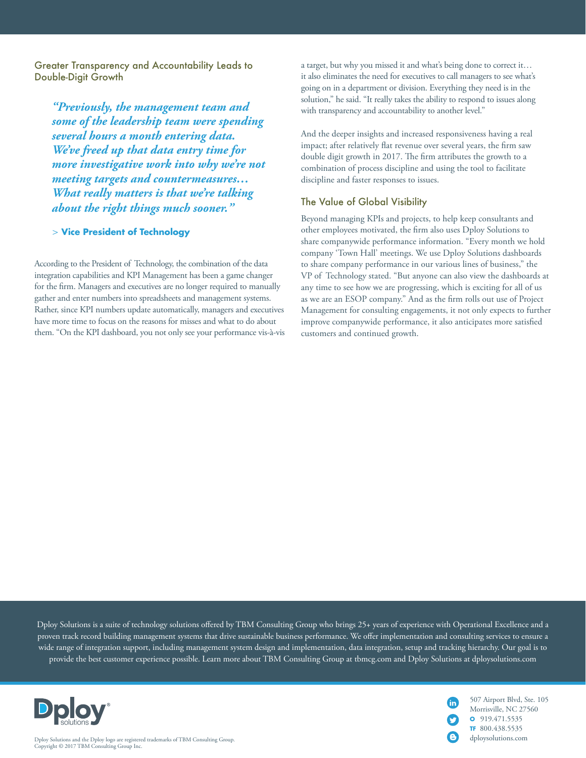## Greater Transparency and Accountability Leads to Double-Digit Growth

> ***"Previously, the management team and some of the leadership team were spending several hours a month entering data. We've freed up that data entry time for more investigative work into why we're not meeting targets and countermeasures… What really matters is that we're talking about the right things much sooner."***
>
> \> **Vice President of Technology**

According to the President of Technology, the combination of the data integration capabilities and KPI Management has been a game changer for the firm. Managers and executives are no longer required to manually gather and enter numbers into spreadsheets and management systems. Rather, since KPI numbers update automatically, managers and executives have more time to focus on the reasons for misses and what to do about them. "On the KPI dashboard, you not only see your performance vis-à-vis a target, but why you missed it and what's being done to correct it… it also eliminates the need for executives to call managers to see what's going on in a department or division. Everything they need is in the solution," he said. "It really takes the ability to respond to issues along with transparency and accountability to another level."

And the deeper insights and increased responsiveness having a real impact; after relatively flat revenue over several years, the firm saw double digit growth in 2017. The firm attributes the growth to a combination of process discipline and using the tool to facilitate discipline and faster responses to issues.

## The Value of Global Visibility

Beyond managing KPIs and projects, to help keep consultants and other employees motivated, the firm also uses Dploy Solutions to share companywide performance information. "Every month we hold company 'Town Hall' meetings. We use Dploy Solutions dashboards to share company performance in our various lines of business," the VP of Technology stated. "But anyone can also view the dashboards at any time to see how we are progressing, which is exciting for all of us as we are an ESOP company." And as the firm rolls out use of Project Management for consulting engagements, it not only expects to further improve companywide performance, it also anticipates more satisfied customers and continued growth.

Dploy Solutions is a suite of technology solutions offered by TBM Consulting Group who brings 25+ years of experience with Operational Excellence and a proven track record building management systems that drive sustainable business performance. We offer implementation and consulting services to ensure a wide range of integration support, including management system design and implementation, data integration, setup and tracking hierarchy. Our goal is to provide the best customer experience possible. Learn more about TBM Consulting Group at tbmcg.com and Dploy Solutions at dploysolutions.com

Dploy® solutions

Dploy Solutions and the Dploy logo are registered trademarks of TBM Consulting Group.
Copyright © 2017 TBM Consulting Group Inc.

507 Airport Blvd, Ste. 105
Morrisville, NC 27560
O 919.471.5535
TF 800.438.5535
dploysolutions.com